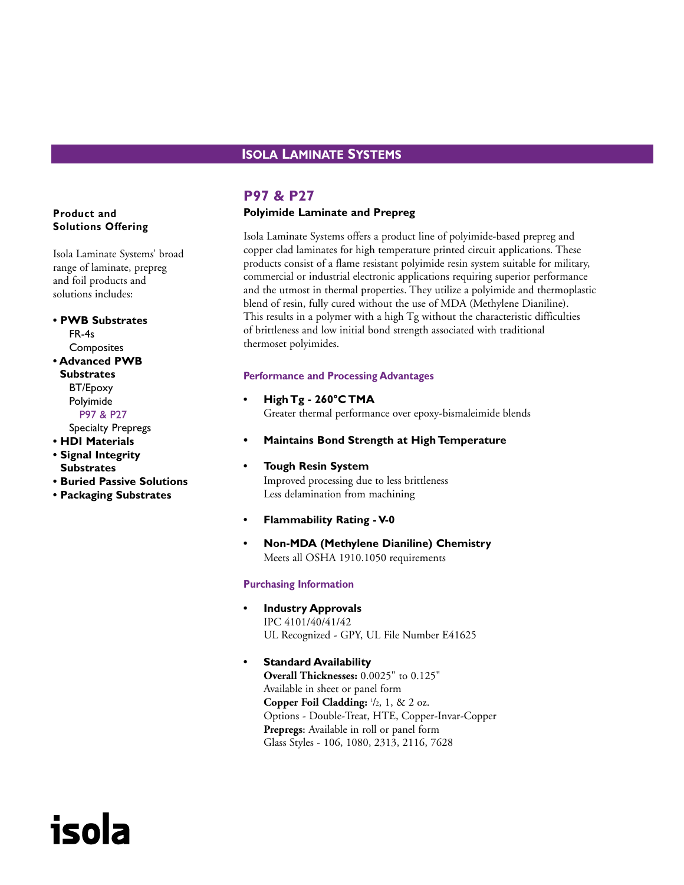# Isola Laminate Systems

**Product and Solutions Offering**

Isola Laminate Systems' broad range of laminate, prepreg and foil products and solutions includes:

- **PWB Substrates**
  - FR-4s
  - Composites
- **Advanced PWB Substrates**
  - BT/Epoxy
  - Polyimide
    - P97 & P27
  - Specialty Prepregs
- **HDI Materials**
- **Signal Integrity Substrates**
- **Buried Passive Solutions**
- **Packaging Substrates**

## P97 & P27

### Polyimide Laminate and Prepreg

Isola Laminate Systems offers a product line of polyimide-based prepreg and copper clad laminates for high temperature printed circuit applications. These products consist of a flame resistant polyimide resin system suitable for military, commercial or industrial electronic applications requiring superior performance and the utmost in thermal properties. They utilize a polyimide and thermoplastic blend of resin, fully cured without the use of MDA (Methylene Dianiline). This results in a polymer with a high Tg without the characteristic difficulties of brittleness and low initial bond strength associated with traditional thermoset polyimides.

#### Performance and Processing Advantages

- **High Tg - 260°C TMA**
  Greater thermal performance over epoxy-bismaleimide blends
- **Maintains Bond Strength at High Temperature**
- **Tough Resin System**
  Improved processing due to less brittleness
  Less delamination from machining
- **Flammability Rating - V-0**
- **Non-MDA (Methylene Dianiline) Chemistry**
  Meets all OSHA 1910.1050 requirements

#### Purchasing Information

- **Industry Approvals**
  IPC 4101/40/41/42
  UL Recognized - GPY, UL File Number E41625
- **Standard Availability**
  **Overall Thicknesses:** 0.0025" to 0.125"
  Available in sheet or panel form
  **Copper Foil Cladding:** 1/2, 1, & 2 oz.
  Options - Double-Treat, HTE, Copper-Invar-Copper
  **Prepregs:** Available in roll or panel form
  Glass Styles - 106, 1080, 2313, 2116, 7628

isola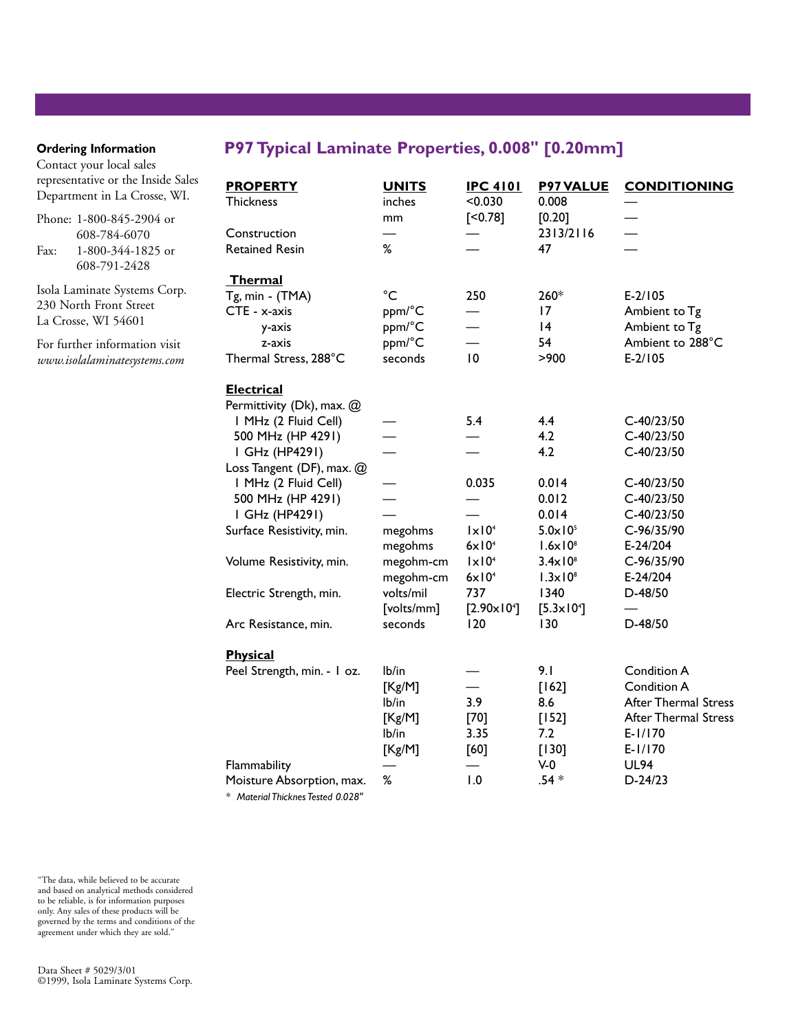**Ordering Information**

Contact your local sales representative or the Inside Sales Department in La Crosse, WI.

Phone: 1-800-845-2904 or 608-784-6070
Fax: 1-800-344-1825 or 608-791-2428

Isola Laminate Systems Corp.
230 North Front Street
La Crosse, WI 54601

For further information visit *www.isolalaminatesystems.com*

## P97 Typical Laminate Properties, 0.008" [0.20mm]

| PROPERTY | UNITS | IPC 4101 | P97 VALUE | CONDITIONING |
|---|---|---|---|---|
| Thickness | inches | <0.030 | 0.008 | — |
| | mm | [<0.78] | [0.20] | — |
| Construction | — | — | 2313/2116 | — |
| Retained Resin | % | — | 47 | — |
| **Thermal** | | | | |
| Tg, min - (TMA) | °C | 250 | 260* | E-2/105 |
| CTE - x-axis | ppm/°C | — | 17 | Ambient to Tg |
| y-axis | ppm/°C | — | 14 | Ambient to Tg |
| z-axis | ppm/°C | — | 54 | Ambient to 288°C |
| Thermal Stress, 288°C | seconds | 10 | >900 | E-2/105 |
| **Electrical** | | | | |
| Permittivity (Dk), max. @ | | | | |
| 1 MHz (2 Fluid Cell) | — | 5.4 | 4.4 | C-40/23/50 |
| 500 MHz (HP 4291) | — | — | 4.2 | C-40/23/50 |
| 1 GHz (HP4291) | — | — | 4.2 | C-40/23/50 |
| Loss Tangent (DF), max. @ | | | | |
| 1 MHz (2 Fluid Cell) | — | 0.035 | 0.014 | C-40/23/50 |
| 500 MHz (HP 4291) | — | — | 0.012 | C-40/23/50 |
| 1 GHz (HP4291) | — | — | 0.014 | C-40/23/50 |
| Surface Resistivity, min. | megohms | $1x10^4$ | $5.0x10^5$ | C-96/35/90 |
| | megohms | $6x10^4$ | $1.6x10^8$ | E-24/204 |
| Volume Resistivity, min. | megohm-cm | $1x10^4$ | $3.4x10^8$ | C-96/35/90 |
| | megohm-cm | $6x10^4$ | $1.3x10^8$ | E-24/204 |
| Electric Strength, min. | volts/mil | 737 | 1340 | D-48/50 |
| | [volts/mm] | [$2.90x10^4$] | [$5.3x10^4$] | — |
| Arc Resistance, min. | seconds | 120 | 130 | D-48/50 |
| **Physical** | | | | |
| Peel Strength, min. - 1 oz. | lb/in | — | 9.1 | Condition A |
| | [Kg/M] | — | [162] | Condition A |
| | lb/in | 3.9 | 8.6 | After Thermal Stress |
| | [Kg/M] | [70] | [152] | After Thermal Stress |
| | lb/in | 3.35 | 7.2 | E-1/170 |
| | [Kg/M] | [60] | [130] | E-1/170 |
| Flammability | — | — | V-0 | UL94 |
| Moisture Absorption, max. | % | 1.0 | .54 * | D-24/23 |

\* *Material Thicknes Tested 0.028"*

"The data, while believed to be accurate and based on analytical methods considered to be reliable, is for information purposes only. Any sales of these products will be governed by the terms and conditions of the agreement under which they are sold."

Data Sheet # 5029/3/01
©1999, Isola Laminate Systems Corp.